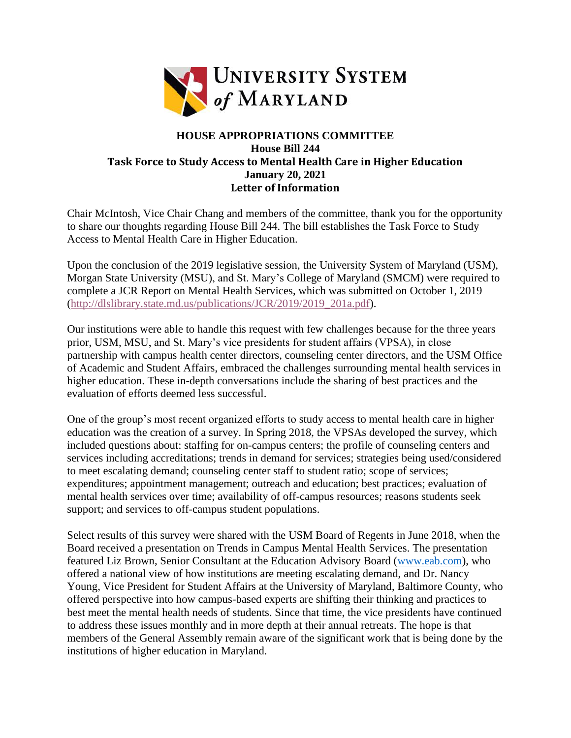**UNIVERSITY SYSTEM of MARYLAND**

**HOUSE APPROPRIATIONS COMMITTEE**
**House Bill 244**
**Task Force to Study Access to Mental Health Care in Higher Education**
**January 20, 2021**
**Letter of Information**

Chair McIntosh, Vice Chair Chang and members of the committee, thank you for the opportunity to share our thoughts regarding House Bill 244. The bill establishes the Task Force to Study Access to Mental Health Care in Higher Education.

Upon the conclusion of the 2019 legislative session, the University System of Maryland (USM), Morgan State University (MSU), and St. Mary's College of Maryland (SMCM) were required to complete a JCR Report on Mental Health Services, which was submitted on October 1, 2019 (http://dlslibrary.state.md.us/publications/JCR/2019/2019_201a.pdf).

Our institutions were able to handle this request with few challenges because for the three years prior, USM, MSU, and St. Mary's vice presidents for student affairs (VPSA), in close partnership with campus health center directors, counseling center directors, and the USM Office of Academic and Student Affairs, embraced the challenges surrounding mental health services in higher education. These in-depth conversations include the sharing of best practices and the evaluation of efforts deemed less successful.

One of the group's most recent organized efforts to study access to mental health care in higher education was the creation of a survey. In Spring 2018, the VPSAs developed the survey, which included questions about: staffing for on-campus centers; the profile of counseling centers and services including accreditations; trends in demand for services; strategies being used/considered to meet escalating demand; counseling center staff to student ratio; scope of services; expenditures; appointment management; outreach and education; best practices; evaluation of mental health services over time; availability of off-campus resources; reasons students seek support; and services to off-campus student populations.

Select results of this survey were shared with the USM Board of Regents in June 2018, when the Board received a presentation on Trends in Campus Mental Health Services. The presentation featured Liz Brown, Senior Consultant at the Education Advisory Board (www.eab.com), who offered a national view of how institutions are meeting escalating demand, and Dr. Nancy Young, Vice President for Student Affairs at the University of Maryland, Baltimore County, who offered perspective into how campus-based experts are shifting their thinking and practices to best meet the mental health needs of students. Since that time, the vice presidents have continued to address these issues monthly and in more depth at their annual retreats. The hope is that members of the General Assembly remain aware of the significant work that is being done by the institutions of higher education in Maryland.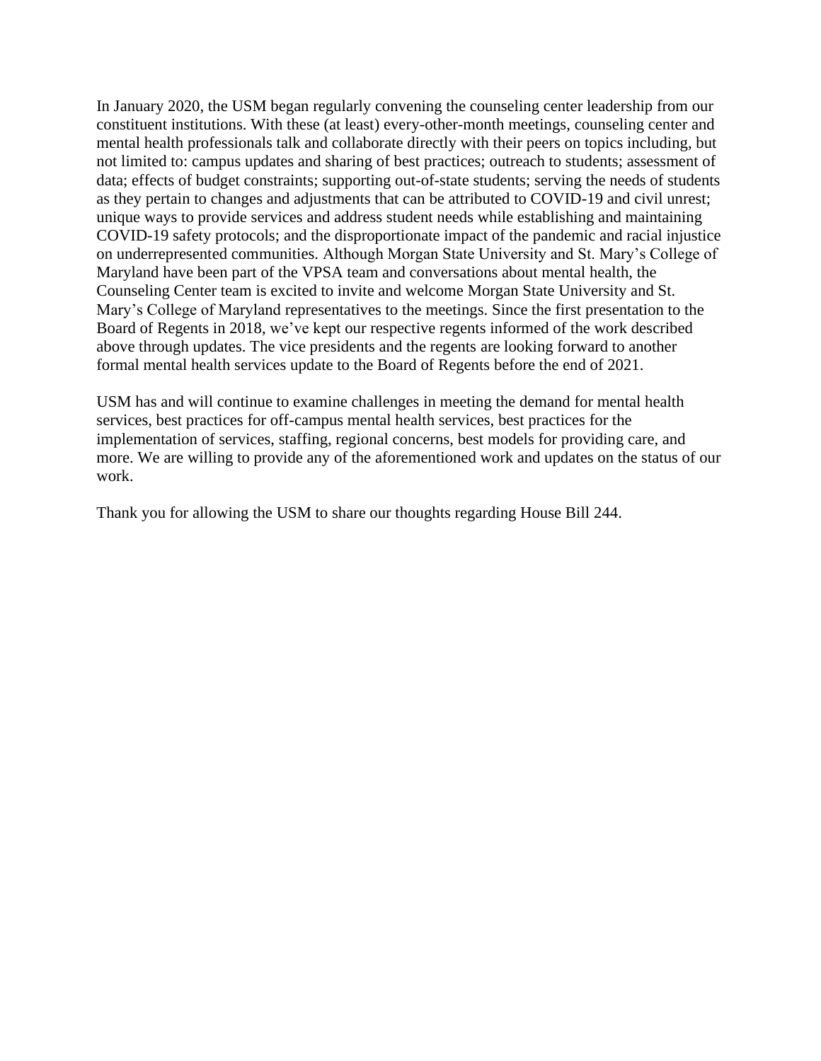In January 2020, the USM began regularly convening the counseling center leadership from our constituent institutions. With these (at least) every-other-month meetings, counseling center and mental health professionals talk and collaborate directly with their peers on topics including, but not limited to: campus updates and sharing of best practices; outreach to students; assessment of data; effects of budget constraints; supporting out-of-state students; serving the needs of students as they pertain to changes and adjustments that can be attributed to COVID-19 and civil unrest; unique ways to provide services and address student needs while establishing and maintaining COVID-19 safety protocols; and the disproportionate impact of the pandemic and racial injustice on underrepresented communities. Although Morgan State University and St. Mary's College of Maryland have been part of the VPSA team and conversations about mental health, the Counseling Center team is excited to invite and welcome Morgan State University and St. Mary's College of Maryland representatives to the meetings. Since the first presentation to the Board of Regents in 2018, we've kept our respective regents informed of the work described above through updates. The vice presidents and the regents are looking forward to another formal mental health services update to the Board of Regents before the end of 2021.

USM has and will continue to examine challenges in meeting the demand for mental health services, best practices for off-campus mental health services, best practices for the implementation of services, staffing, regional concerns, best models for providing care, and more. We are willing to provide any of the aforementioned work and updates on the status of our work.

Thank you for allowing the USM to share our thoughts regarding House Bill 244.